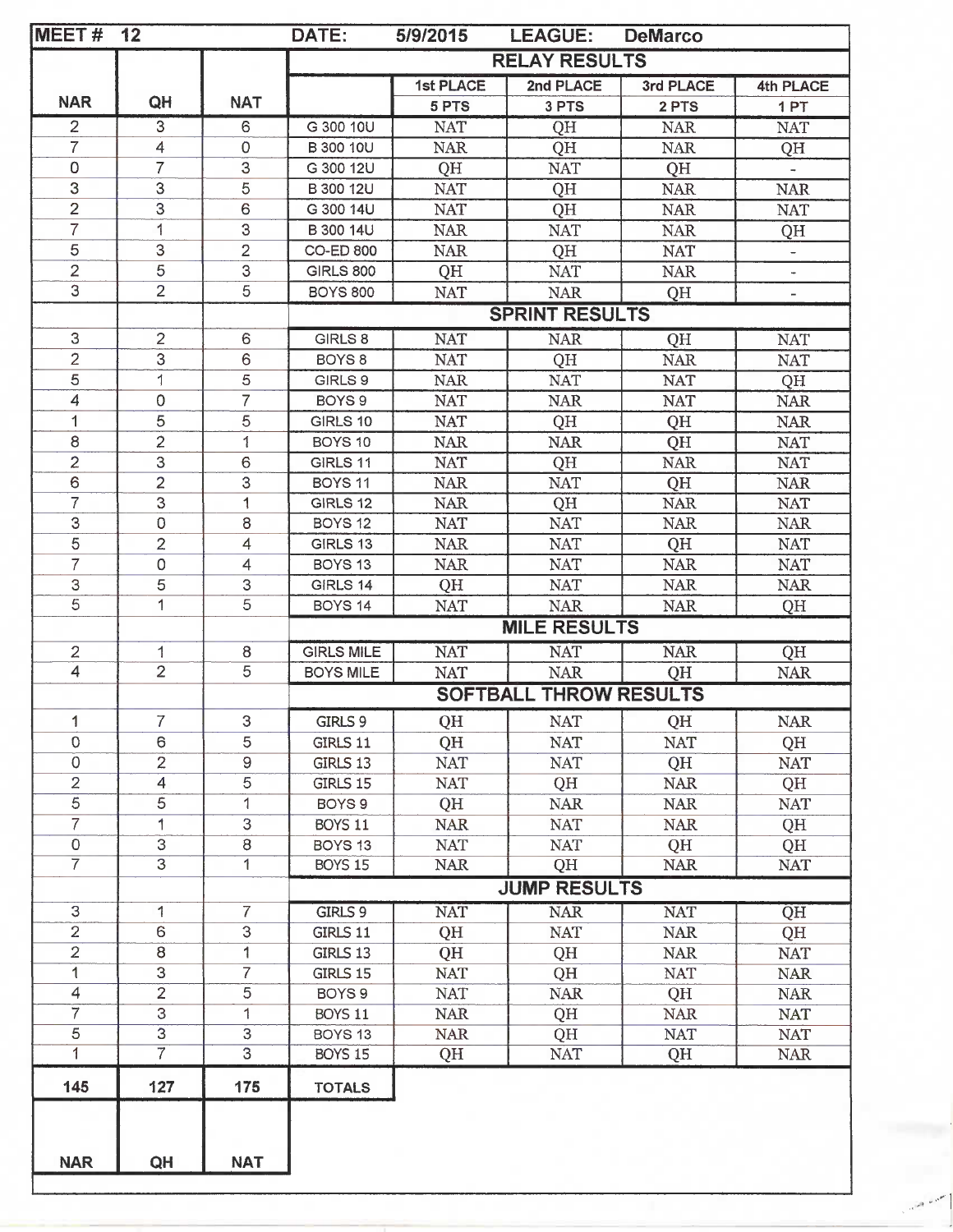| MEET # 12 | | | DATE: 5/9/2015 | LEAGUE: DeMarco | | | |
|---|---|---|---|---|---|---|---|
| | | | **RELAY RESULTS** | | | | |
| | | | | 1st PLACE | 2nd PLACE | 3rd PLACE | 4th PLACE |
| NAR | QH | NAT | | 5 PTS | 3 PTS | 2 PTS | 1 PT |
| 2 | 3 | 6 | G 300 10U | NAT | QH | NAR | NAT |
| 7 | 4 | 0 | B 300 10U | NAR | QH | NAR | QH |
| 0 | 7 | 3 | G 300 12U | QH | NAT | QH | - |
| 3 | 3 | 5 | B 300 12U | NAT | QH | NAR | NAR |
| 2 | 3 | 6 | G 300 14U | NAT | QH | NAR | NAT |
| 7 | 1 | 3 | B 300 14U | NAR | NAT | NAR | QH |
| 5 | 3 | 2 | CO-ED 800 | NAR | QH | NAT | - |
| 2 | 5 | 3 | GIRLS 800 | QH | NAT | NAR | - |
| 3 | 2 | 5 | BOYS 800 | NAT | NAR | QH | - |
| | | | **SPRINT RESULTS** | | | | |
| 3 | 2 | 6 | GIRLS 8 | NAT | NAR | QH | NAT |
| 2 | 3 | 6 | BOYS 8 | NAT | QH | NAR | NAT |
| 5 | 1 | 5 | GIRLS 9 | NAR | NAT | NAT | QH |
| 4 | 0 | 7 | BOYS 9 | NAT | NAR | NAT | NAR |
| 1 | 5 | 5 | GIRLS 10 | NAT | QH | QH | NAR |
| 8 | 2 | 1 | BOYS 10 | NAR | NAR | QH | NAT |
| 2 | 3 | 6 | GIRLS 11 | NAT | QH | NAR | NAT |
| 6 | 2 | 3 | BOYS 11 | NAR | NAT | QH | NAR |
| 7 | 3 | 1 | GIRLS 12 | NAR | QH | NAR | NAT |
| 3 | 0 | 8 | BOYS 12 | NAT | NAT | NAR | NAR |
| 5 | 2 | 4 | GIRLS 13 | NAR | NAT | QH | NAT |
| 7 | 0 | 4 | BOYS 13 | NAR | NAT | NAR | NAT |
| 3 | 5 | 3 | GIRLS 14 | QH | NAT | NAR | NAR |
| 5 | 1 | 5 | BOYS 14 | NAT | NAR | NAR | QH |
| | | | **MILE RESULTS** | | | | |
| 2 | 1 | 8 | GIRLS MILE | NAT | NAT | NAR | QH |
| 4 | 2 | 5 | BOYS MILE | NAT | NAR | QH | NAR |
| | | | **SOFTBALL THROW RESULTS** | | | | |
| 1 | 7 | 3 | GIRLS 9 | QH | NAT | QH | NAR |
| 0 | 6 | 5 | GIRLS 11 | QH | NAT | NAT | QH |
| 0 | 2 | 9 | GIRLS 13 | NAT | NAT | QH | NAT |
| 2 | 4 | 5 | GIRLS 15 | NAT | QH | NAR | QH |
| 5 | 5 | 1 | BOYS 9 | QH | NAR | NAR | NAT |
| 7 | 1 | 3 | BOYS 11 | NAR | NAT | NAR | QH |
| 0 | 3 | 8 | BOYS 13 | NAT | NAT | QH | QH |
| 7 | 3 | 1 | BOYS 15 | NAR | QH | NAR | NAT |
| | | | **JUMP RESULTS** | | | | |
| 3 | 1 | 7 | GIRLS 9 | NAT | NAR | NAT | QH |
| 2 | 6 | 3 | GIRLS 11 | QH | NAT | NAR | QH |
| 2 | 8 | 1 | GIRLS 13 | QH | QH | NAR | NAT |
| 1 | 3 | 7 | GIRLS 15 | NAT | QH | NAT | NAR |
| 4 | 2 | 5 | BOYS 9 | NAT | NAR | QH | NAR |
| 7 | 3 | 1 | BOYS 11 | NAR | QH | NAR | NAT |
| 5 | 3 | 3 | BOYS 13 | NAR | QH | NAT | NAT |
| 1 | 7 | 3 | BOYS 15 | QH | NAT | QH | NAR |
| **145** | **127** | **175** | **TOTALS** | | | | |
| **NAR** | **QH** | **NAT** | | | | | |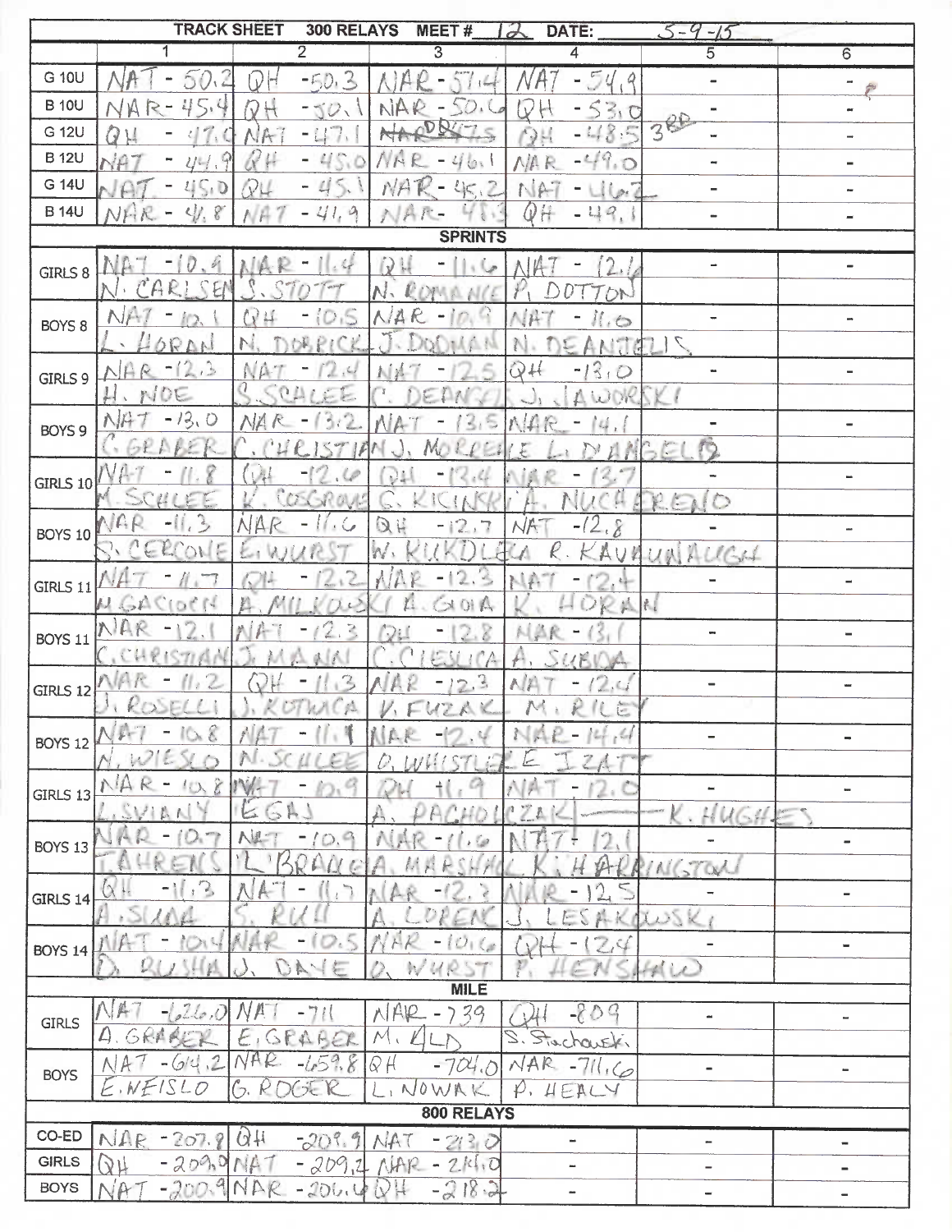| TRACK SHEET 300 RELAYS MEET # 12 DATE: 5-9-15 | | | | | | |
|---|---|---|---|---|---|---|
| | 1 | 2 | 3 | 4 | 5 | 6 |
| G 10U | NAT - 50.2 | QH - 50.3 | NAR - 57.4 | NAT - 54.9 | - | - |
| B 10U | NAR - 45.4 | QH - 50.1 | NAR - 50.6 | QH - 53.0 | - | - |
| G 12U | QH - 47.0 | NAT - 47.1 | NAR DQ 47.5 | QH - 48.5 3RD | - | - |
| B 12U | NAT - 44.9 | QH - 45.0 | NAR - 46.1 | NAR - 49.0 | - | - |
| G 14U | NAT - 45.0 | QH - 45.1 | NAR - 45.2 | NAT - 46.2 | - | - |
| B 14U | NAR - 41.8 | NAT - 41.9 | NAR - 41.3 | QH - 49.1 | - | - |
| **SPRINTS** | | | | | | |
| GIRLS 8 | NAT - 10.9 N. CARLSEN | NAR - 11.4 S. STOTT | QH - 11.6 N. ROMANCE | NAT - 12.1 P. DOTTON | - | - |
| BOYS 8 | NAT - 10.1 L. HORAN | QH - 10.5 N. DORRICK | NAR - 10.9 J. DODMAN | NAT - 11.0 N. DEANGELIS | - | - |
| GIRLS 9 | NAR - 12.3 H. NOE | NAT - 12.4 S. SCHLEE | NAT - 12.5 C. DEANGELIS | QH - 13.0 J. JAWORSKI | - | - |
| BOYS 9 | NAT - 13.0 C. GRABER | NAR - 13.2 C. CHRISTIAN | NAT - 13.5 J. MORRELLE | NAR - 14.1 L. D'ANGELO | - | - |
| GIRLS 10 | NAT - 11.8 M. SCHLEE | QH - 12.6 K. COSGROVE | QH - 13.4 G. KICINSKI | NAR - 13.7 A. NUCHERENO | - | - |
| BOYS 10 | NAR - 11.3 S. CERCONE | NAR - 11.6 E. WURST | QH - 12.7 W. KUKDLEA | NAT - 12.8 R. KAVANAUGH | - | - |
| GIRLS 11 | NAT - 11.7 M. GACIOCH | QH - 12.2 A. MILKOWSKI | NAR - 12.3 A. GIOIA | NAT - 12.4 K. HORAN | - | - |
| BOYS 11 | NAR - 12.1 C. CHRISTIAN | NAT - 12.3 J. MANN | QH - 12.8 C. CIESLICA | NAR - 13.1 A. SUBIDA | - | - |
| GIRLS 12 | NAR - 11.2 J. ROSELLI | QH - 11.3 J. KOTWICA | NAR - 12.3 V. FUZAK | NAT - 12.4 M. RILEY | - | - |
| BOYS 12 | NAT - 10.8 N. WIESLO | NAT - 11.1 N. SCHLEE | NAR - 12.4 O. WHISTLER | NAR - 14.4 E. IZATT | - | - |
| GIRLS 13 | NAR - 10.8 L. SVIANY | NAT - 10.9 E GAJ | QH - 11.9 A. PACHOLCZAK | NAT - 12.0 K. HUGHES | - | - |
| BOYS 13 | NAR - 10.7 T. AHRENS | NAT - 10.9 L. BRADLEY | NAR - 11.6 A. MARSHALL | NAT - 12.1 K. HARRINGTON | - | - |
| GIRLS 14 | QH - 11.3 A. SIANA | NAT - 11.7 S. RUH | NAR - 12.3 A. LORENC | NAR - 12.5 J. LESAKOWSKI | - | - |
| BOYS 14 | NAT - 10.4 D. BUSHA | NAR - 10.5 J. DAYE | NAR - 10.6 D. WURST | QH - 12.4 P. HENSHAW | - | - |
| **MILE** | | | | | | |
| GIRLS | NAT - 626.0 A. GRABER | NAT - 711 E. GRABER | NAR - 739 M. ALD | QH - 809 S. Stachowski | - | - |
| BOYS | NAT - 614.2 E. WEISLO | NAR - 659.8 G. ROGER | QH - 704.0 L. NOWAK | NAR - 711.6 P. HEALY | - | - |
| **800 RELAYS** | | | | | | |
| CO-ED | NAR - 207.8 | QH - 209.9 | NAT - 213.0 | - | - | - |
| GIRLS | QH - 209.0 | NAT - 209.2 | NAR - 214.0 | - | - | - |
| BOYS | NAT - 200.9 | NAR - 206.4 | QH - 218.2 | - | - | - |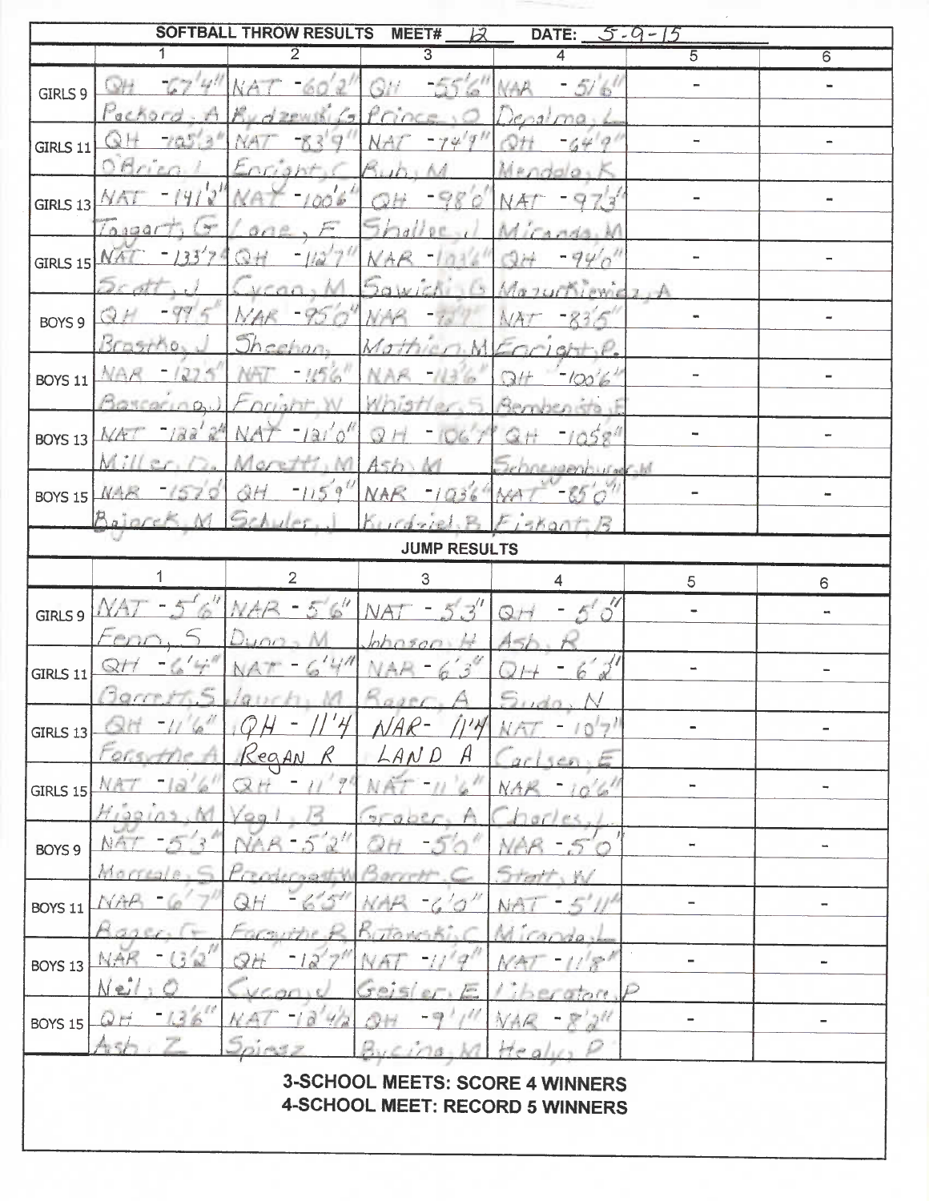# SOFTBALL THROW RESULTS MEET# 12 DATE: 5-9-15

| | 1 | 2 | 3 | 4 | 5 | 6 |
|---|---|---|---|---|---|---|
| GIRLS 9 | QH - 67'4" Packard, A | NAT - 60'2" Rydzewski, G | QH - 55'6" Prince, O | NAR - 51'6" Depalma, L | - | - |
| GIRLS 11 | QH - 105'3" O'Brien, L | NAT - 83'9" Enright, C | NAT - 74'9" Rub, M | QH - 64'9" Mendola, K | - | - |
| GIRLS 13 | NAT - 141'2" Taggart, G | NAT - 100'6" Lane, F | QH - 98'0" Shallee, J | NAT - 97'3" Miranda, M | - | - |
| GIRLS 15 | NAT - 133'7" Scott, J | QH - 112'7" Cycon, M | NAR - 103'6" Sawicki, G | QH - 94'0" Mazurkiewicz, A | - | - |
| BOYS 9 | QH - 97'5" Brostko, J | NAR - 95'0" Sheehan, | NAR - Mathien, M | NAT - 83'5" Enright, P. | - | - |
| BOYS 11 | NAR - 122'5" Barcelona, J | NAT - 115'6" Enright, W | NAR - 113'6" Whistler, S | QH - 100'6" Bembenista, E | - | - |
| BOYS 13 | NAT - 132'2" Miller, D. | NAT - 131'0" Moretti, M | QH - 106'7" Ash, M | QH - 105'8" Schneggenburger, M | - | - |
| BOYS 15 | NAR - 157'0" Bajorek, M | QH - 115'9" Schuler, J | NAR - 103'6" Kurdziel, B | NAT - 85'0" Fiskant, B | - | - |

## JUMP RESULTS

| | 1 | 2 | 3 | 4 | 5 | 6 |
|---|---|---|---|---|---|---|
| GIRLS 9 | NAT - 5'6" Fenn, S | NAR - 5'6" Dunn, M | NAT - 5'3" Johnson, H | QH - 5'0" Ash, R | - | - |
| GIRLS 11 | QH - 6'4" Barrett, S | NAT - 6'4" Jauch, M | NAR - 6'3" Rager, A | QH - 6'2" Sudo, N | - | - |
| GIRLS 13 | QH - 11'6" Forsythe, A | QH - 11'4 Regan R | NAR - 11'4 Land A | NAT - 10'7" Carlsen, E | - | - |
| GIRLS 15 | NAT - 12'6" Higgins, M | QH - 11'9" Vogl, B | NAT - 11'6" Graber, A | NAR - 10'6" Charles, J | - | - |
| BOYS 9 | NAT - 5'3" Morreale, S | NAR - 5'2" Prendergast, W | QH - 5'0" Barrett, C | NAR - 5'0" Statt, W | - | - |
| BOYS 11 | NAR - 6'7" Rager, G | QH - 6'5" Forsythe, B | NAR - 6'0" Rutkowski, C | NAT - 5'11" Miranda, L | - | - |
| BOYS 13 | NAR - 13'2" Neil, O | QH - 12'7" Cycon, J | NAT - 11'9" Geisler, E | NAT - 11'8" Liberatore, P | - | - |
| BOYS 15 | QH - 13'6" Ash, Z | NAT - 12'4½ Spirez | QH - 9'1" Bucina, M | NAR - 8'2" Healy, P | - | - |

**3-SCHOOL MEETS: SCORE 4 WINNERS**

**4-SCHOOL MEET: RECORD 5 WINNERS**